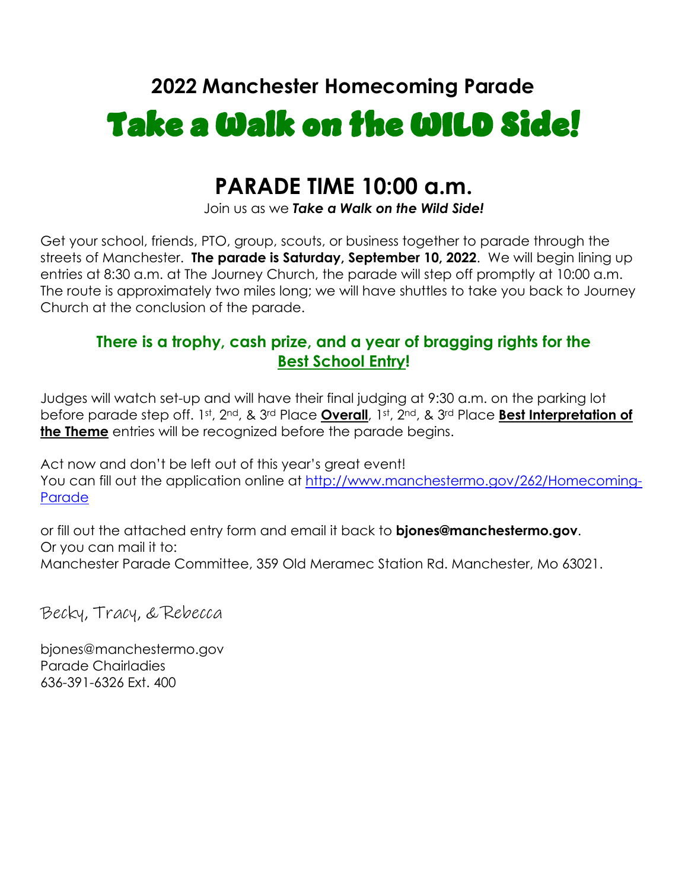## 2022 Manchester Homecoming Parade

# Take a Walk on the WILD Side!

## PARADE TIME 10:00 a.m.

Join us as we ***Take a Walk on the Wild Side!***

Get your school, friends, PTO, group, scouts, or business together to parade through the streets of Manchester. **The parade is Saturday, September 10, 2022**. We will begin lining up entries at 8:30 a.m. at The Journey Church, the parade will step off promptly at 10:00 a.m. The route is approximately two miles long; we will have shuttles to take you back to Journey Church at the conclusion of the parade.

### There is a trophy, cash prize, and a year of bragging rights for the <u>Best School Entry</u>!

Judges will watch set-up and will have their final judging at 9:30 a.m. on the parking lot before parade step off. 1st, 2nd, & 3rd Place **<u>Overall</u>**, 1st, 2nd, & 3rd Place **<u>Best Interpretation of the Theme</u>** entries will be recognized before the parade begins.

Act now and don't be left out of this year's great event!
You can fill out the application online at [http://www.manchestermo.gov/262/Homecoming-Parade](http://www.manchestermo.gov/262/Homecoming-Parade)

or fill out the attached entry form and email it back to **bjones@manchestermo.gov**.
Or you can mail it to:
Manchester Parade Committee, 359 Old Meramec Station Rd. Manchester, Mo 63021.

Becky, Tracy, & Rebecca

bjones@manchestermo.gov
Parade Chairladies
636-391-6326 Ext. 400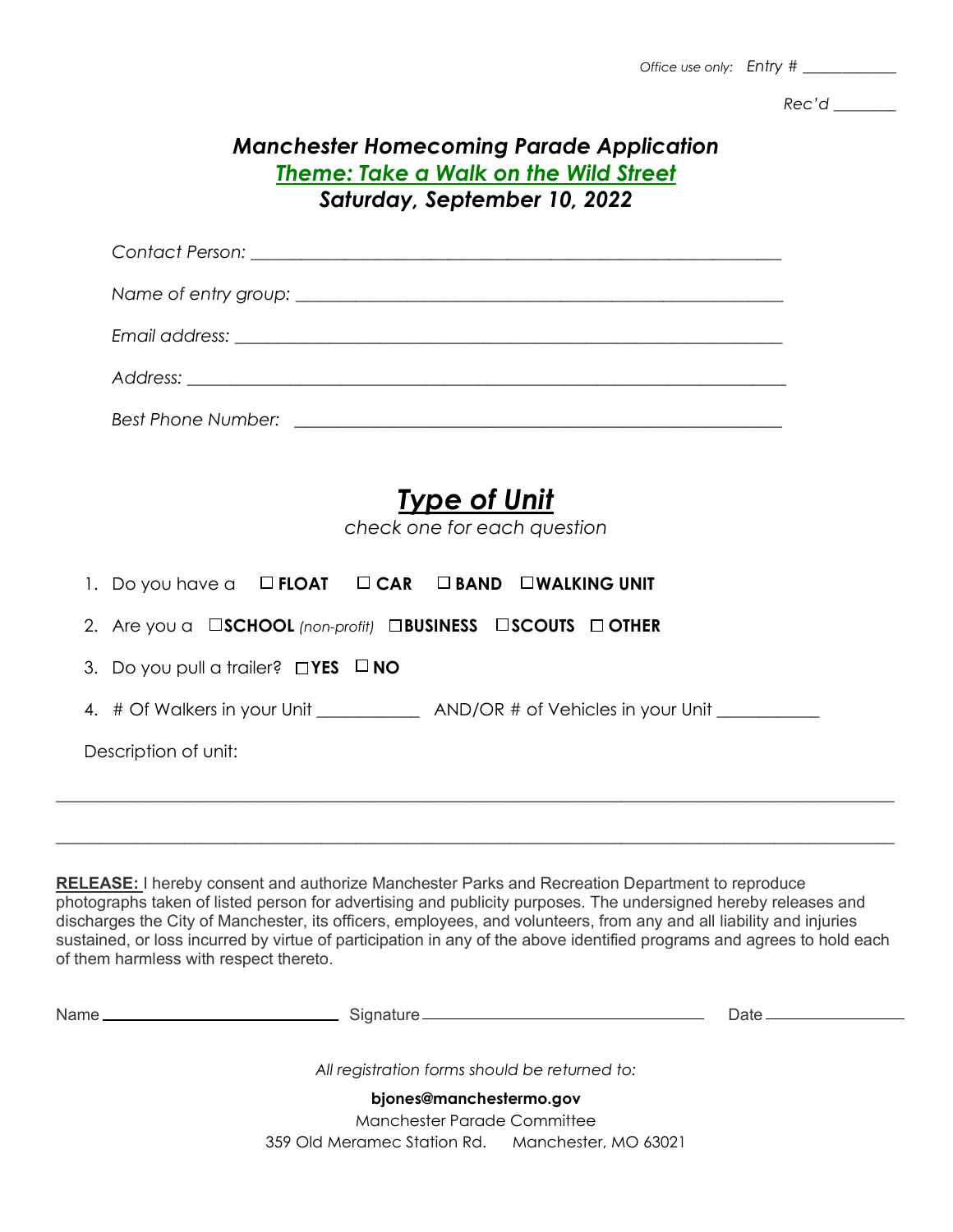*Office use only: Entry # ___________*

*Rec'd ________*

# *Manchester Homecoming Parade Application*

## *Theme: Take a Walk on the Wild Street*

## *Saturday, September 10, 2022*

*Contact Person:* ______________________________________________

*Name of entry group:* __________________________________________

*Email address:* _______________________________________________

*Address:* ____________________________________________________

*Best Phone Number:* ___________________________________________

## *Type of Unit*

*check one for each question*

1. Do you have a ☐ **FLOAT** ☐ **CAR** ☐ **BAND** ☐ **WALKING UNIT**
2. Are you a ☐ **SCHOOL** *(non-profit)* ☐ **BUSINESS** ☐ **SCOUTS** ☐ **OTHER**
3. Do you pull a trailer? ☐ **YES** ☐ **NO**
4. # Of Walkers in your Unit ___________ AND/OR # of Vehicles in your Unit ___________

Description of unit:

______________________________________________________________________________

______________________________________________________________________________

**RELEASE:** I hereby consent and authorize Manchester Parks and Recreation Department to reproduce photographs taken of listed person for advertising and publicity purposes. The undersigned hereby releases and discharges the City of Manchester, its officers, employees, and volunteers, from any and all liability and injuries sustained, or loss incurred by virtue of participation in any of the above identified programs and agrees to hold each of them harmless with respect thereto.

Name ___________________________ Signature ______________________________ Date ______________

*All registration forms should be returned to:*

**bjones@manchestermo.gov**

Manchester Parade Committee

359 Old Meramec Station Rd. Manchester, MO 63021